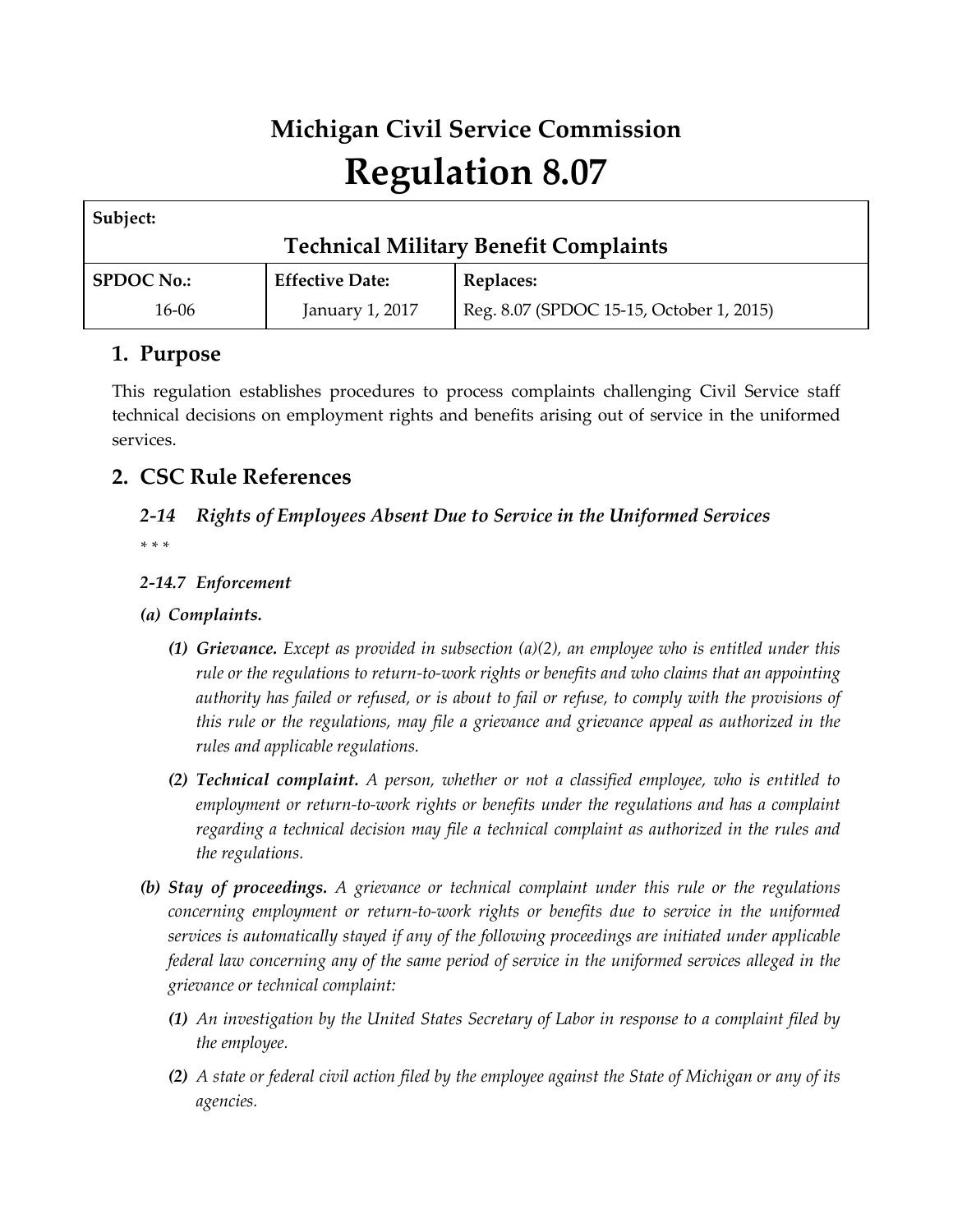# Michigan Civil Service Commission

# Regulation 8.07

| Subject: | | |
|---|---|---|
| **Technical Military Benefit Complaints** | | |
| **SPDOC No.:** | **Effective Date:** | **Replaces:** |
| 16-06 | January 1, 2017 | Reg. 8.07 (SPDOC 15-15, October 1, 2015) |

## 1. Purpose

This regulation establishes procedures to process complaints challenging Civil Service staff technical decisions on employment rights and benefits arising out of service in the uniformed services.

## 2. CSC Rule References

### *2-14 Rights of Employees Absent Due to Service in the Uniformed Services*

*\* \* \**

#### *2-14.7 Enforcement*

***(a) Complaints.***

- ***(1) Grievance.*** *Except as provided in subsection (a)(2), an employee who is entitled under this rule or the regulations to return-to-work rights or benefits and who claims that an appointing authority has failed or refused, or is about to fail or refuse, to comply with the provisions of this rule or the regulations, may file a grievance and grievance appeal as authorized in the rules and applicable regulations.*

- ***(2) Technical complaint.*** *A person, whether or not a classified employee, who is entitled to employment or return-to-work rights or benefits under the regulations and has a complaint regarding a technical decision may file a technical complaint as authorized in the rules and the regulations.*

***(b) Stay of proceedings.*** *A grievance or technical complaint under this rule or the regulations concerning employment or return-to-work rights or benefits due to service in the uniformed services is automatically stayed if any of the following proceedings are initiated under applicable federal law concerning any of the same period of service in the uniformed services alleged in the grievance or technical complaint:*

- ***(1)*** *An investigation by the United States Secretary of Labor in response to a complaint filed by the employee.*

- ***(2)*** *A state or federal civil action filed by the employee against the State of Michigan or any of its agencies.*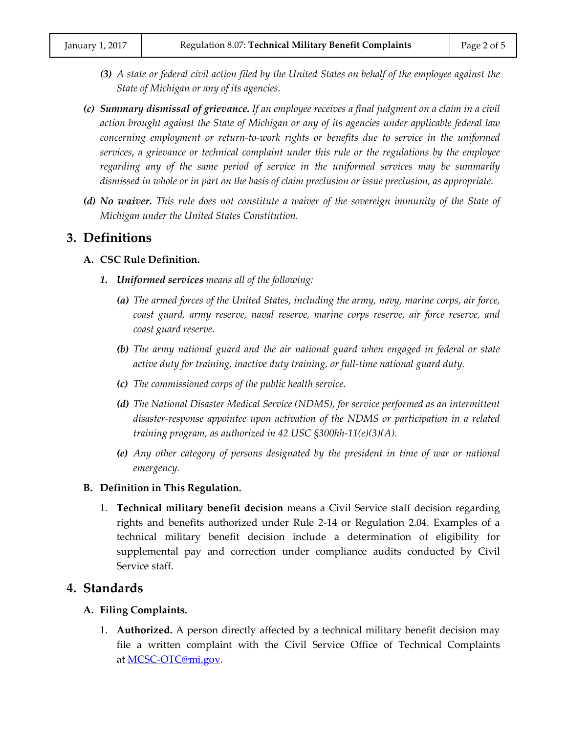*(3) A state or federal civil action filed by the United States on behalf of the employee against the State of Michigan or any of its agencies.*

*(c) **Summary dismissal of grievance.** If an employee receives a final judgment on a claim in a civil action brought against the State of Michigan or any of its agencies under applicable federal law concerning employment or return-to-work rights or benefits due to service in the uniformed services, a grievance or technical complaint under this rule or the regulations by the employee regarding any of the same period of service in the uniformed services may be summarily dismissed in whole or in part on the basis of claim preclusion or issue preclusion, as appropriate.*

*(d) **No waiver.** This rule does not constitute a waiver of the sovereign immunity of the State of Michigan under the United States Constitution.*

## 3. Definitions

### A. CSC Rule Definition.

*1. **Uniformed services** means all of the following:*

*(a) The armed forces of the United States, including the army, navy, marine corps, air force, coast guard, army reserve, naval reserve, marine corps reserve, air force reserve, and coast guard reserve.*

*(b) The army national guard and the air national guard when engaged in federal or state active duty for training, inactive duty training, or full-time national guard duty.*

*(c) The commissioned corps of the public health service.*

*(d) The National Disaster Medical Service (NDMS), for service performed as an intermittent disaster-response appointee upon activation of the NDMS or participation in a related training program, as authorized in 42 USC §300hh-11(e)(3)(A).*

*(e) Any other category of persons designated by the president in time of war or national emergency.*

### B. Definition in This Regulation.

1. **Technical military benefit decision** means a Civil Service staff decision regarding rights and benefits authorized under Rule 2-14 or Regulation 2.04. Examples of a technical military benefit decision include a determination of eligibility for supplemental pay and correction under compliance audits conducted by Civil Service staff.

## 4. Standards

### A. Filing Complaints.

1. **Authorized.** A person directly affected by a technical military benefit decision may file a written complaint with the Civil Service Office of Technical Complaints at [MCSC-OTC@mi.gov](mailto:MCSC-OTC@mi.gov).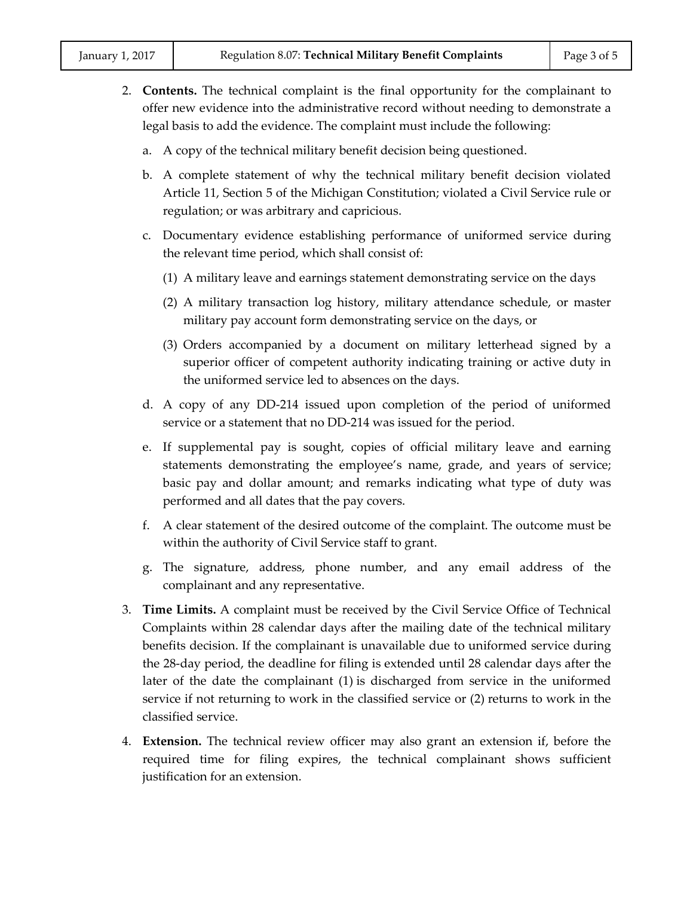2. **Contents.** The technical complaint is the final opportunity for the complainant to offer new evidence into the administrative record without needing to demonstrate a legal basis to add the evidence. The complaint must include the following:

   a. A copy of the technical military benefit decision being questioned.

   b. A complete statement of why the technical military benefit decision violated Article 11, Section 5 of the Michigan Constitution; violated a Civil Service rule or regulation; or was arbitrary and capricious.

   c. Documentary evidence establishing performance of uniformed service during the relevant time period, which shall consist of:

      (1) A military leave and earnings statement demonstrating service on the days

      (2) A military transaction log history, military attendance schedule, or master military pay account form demonstrating service on the days, or

      (3) Orders accompanied by a document on military letterhead signed by a superior officer of competent authority indicating training or active duty in the uniformed service led to absences on the days.

   d. A copy of any DD-214 issued upon completion of the period of uniformed service or a statement that no DD-214 was issued for the period.

   e. If supplemental pay is sought, copies of official military leave and earning statements demonstrating the employee's name, grade, and years of service; basic pay and dollar amount; and remarks indicating what type of duty was performed and all dates that the pay covers.

   f. A clear statement of the desired outcome of the complaint. The outcome must be within the authority of Civil Service staff to grant.

   g. The signature, address, phone number, and any email address of the complainant and any representative.

3. **Time Limits.** A complaint must be received by the Civil Service Office of Technical Complaints within 28 calendar days after the mailing date of the technical military benefits decision. If the complainant is unavailable due to uniformed service during the 28-day period, the deadline for filing is extended until 28 calendar days after the later of the date the complainant (1) is discharged from service in the uniformed service if not returning to work in the classified service or (2) returns to work in the classified service.

4. **Extension.** The technical review officer may also grant an extension if, before the required time for filing expires, the technical complainant shows sufficient justification for an extension.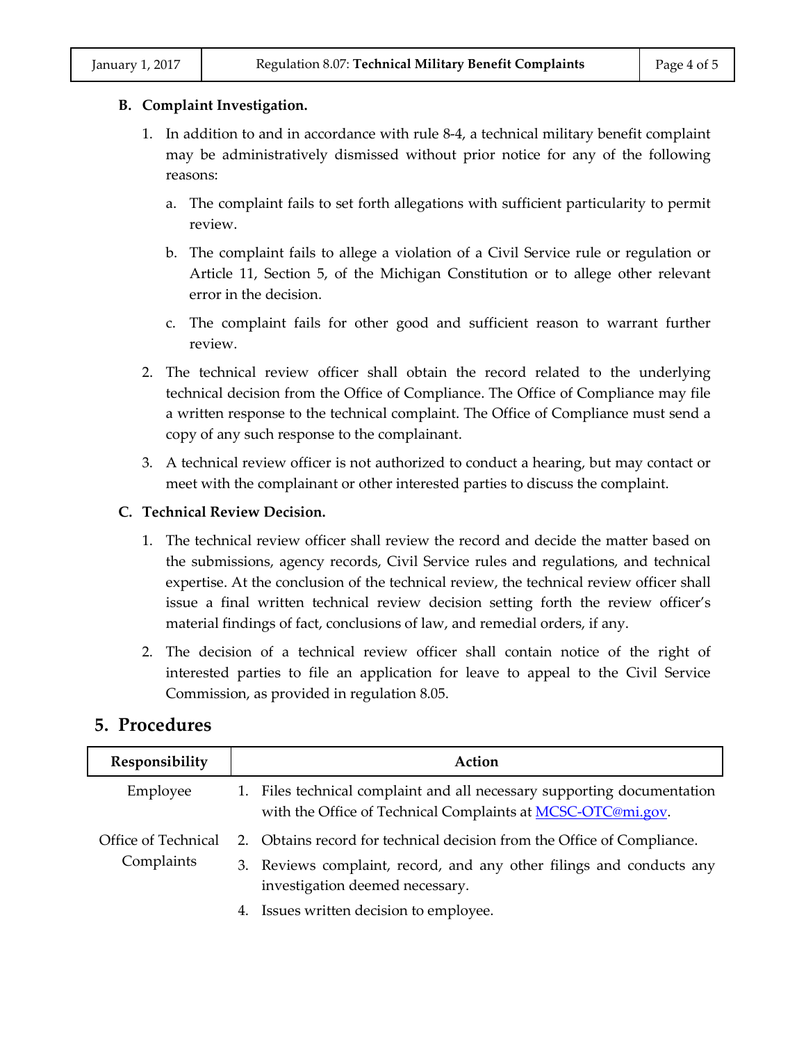**B. Complaint Investigation.**

1. In addition to and in accordance with rule 8-4, a technical military benefit complaint may be administratively dismissed without prior notice for any of the following reasons:

   a. The complaint fails to set forth allegations with sufficient particularity to permit review.

   b. The complaint fails to allege a violation of a Civil Service rule or regulation or Article 11, Section 5, of the Michigan Constitution or to allege other relevant error in the decision.

   c. The complaint fails for other good and sufficient reason to warrant further review.

2. The technical review officer shall obtain the record related to the underlying technical decision from the Office of Compliance. The Office of Compliance may file a written response to the technical complaint. The Office of Compliance must send a copy of any such response to the complainant.

3. A technical review officer is not authorized to conduct a hearing, but may contact or meet with the complainant or other interested parties to discuss the complaint.

**C. Technical Review Decision.**

1. The technical review officer shall review the record and decide the matter based on the submissions, agency records, Civil Service rules and regulations, and technical expertise. At the conclusion of the technical review, the technical review officer shall issue a final written technical review decision setting forth the review officer's material findings of fact, conclusions of law, and remedial orders, if any.

2. The decision of a technical review officer shall contain notice of the right of interested parties to file an application for leave to appeal to the Civil Service Commission, as provided in regulation 8.05.

## 5. Procedures

| Responsibility | Action |
|---|---|
| Employee | 1. Files technical complaint and all necessary supporting documentation with the Office of Technical Complaints at [MCSC-OTC@mi.gov](mailto:MCSC-OTC@mi.gov). |
| Office of Technical Complaints | 2. Obtains record for technical decision from the Office of Compliance. |
| | 3. Reviews complaint, record, and any other filings and conducts any investigation deemed necessary. |
| | 4. Issues written decision to employee. |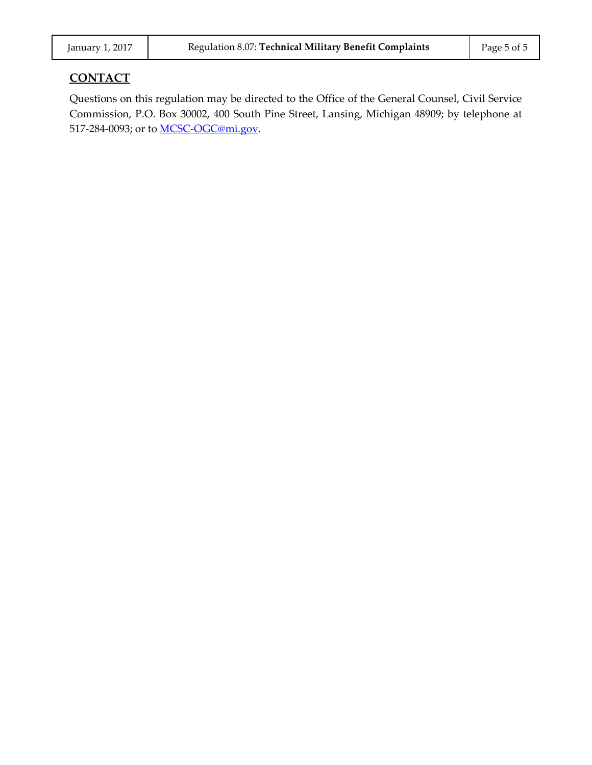## CONTACT

Questions on this regulation may be directed to the Office of the General Counsel, Civil Service Commission, P.O. Box 30002, 400 South Pine Street, Lansing, Michigan 48909; by telephone at 517-284-0093; or to MCSC-OGC@mi.gov.